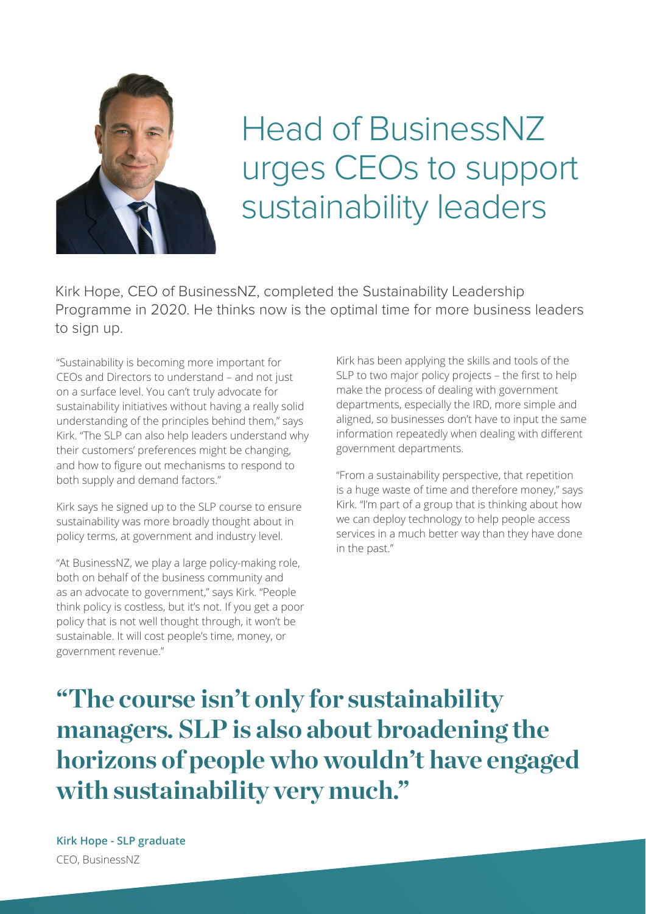# Head of BusinessNZ urges CEOs to support sustainability leaders

Kirk Hope, CEO of BusinessNZ, completed the Sustainability Leadership Programme in 2020. He thinks now is the optimal time for more business leaders to sign up.

"Sustainability is becoming more important for CEOs and Directors to understand – and not just on a surface level. You can't truly advocate for sustainability initiatives without having a really solid understanding of the principles behind them," says Kirk. "The SLP can also help leaders understand why their customers' preferences might be changing, and how to figure out mechanisms to respond to both supply and demand factors."

Kirk says he signed up to the SLP course to ensure sustainability was more broadly thought about in policy terms, at government and industry level.

"At BusinessNZ, we play a large policy-making role, both on behalf of the business community and as an advocate to government," says Kirk. "People think policy is costless, but it's not. If you get a poor policy that is not well thought through, it won't be sustainable. It will cost people's time, money, or government revenue."

Kirk has been applying the skills and tools of the SLP to two major policy projects – the first to help make the process of dealing with government departments, especially the IRD, more simple and aligned, so businesses don't have to input the same information repeatedly when dealing with different government departments.

"From a sustainability perspective, that repetition is a huge waste of time and therefore money," says Kirk. "I'm part of a group that is thinking about how we can deploy technology to help people access services in a much better way than they have done in the past."

## "The course isn't only for sustainability managers. SLP is also about broadening the horizons of people who wouldn't have engaged with sustainability very much."

**Kirk Hope - SLP graduate**
CEO, BusinessNZ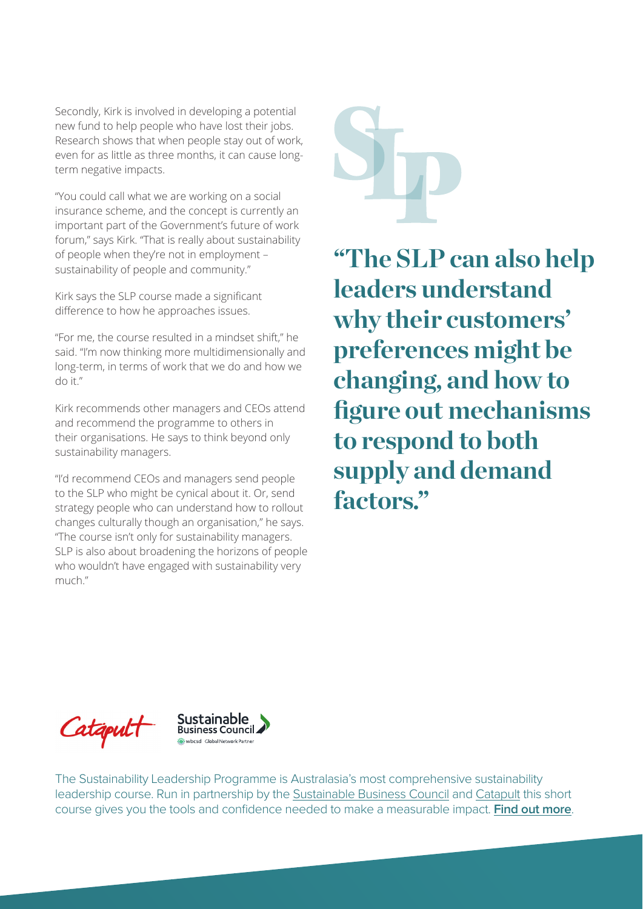Secondly, Kirk is involved in developing a potential new fund to help people who have lost their jobs. Research shows that when people stay out of work, even for as little as three months, it can cause long-term negative impacts.

"You could call what we are working on a social insurance scheme, and the concept is currently an important part of the Government's future of work forum," says Kirk. "That is really about sustainability of people when they're not in employment – sustainability of people and community."

Kirk says the SLP course made a significant difference to how he approaches issues.

"For me, the course resulted in a mindset shift," he said. "I'm now thinking more multidimensionally and long-term, in terms of work that we do and how we do it."

Kirk recommends other managers and CEOs attend and recommend the programme to others in their organisations. He says to think beyond only sustainability managers.

"I'd recommend CEOs and managers send people to the SLP who might be cynical about it. Or, send strategy people who can understand how to rollout changes culturally though an organisation," he says. "The course isn't only for sustainability managers. SLP is also about broadening the horizons of people who wouldn't have engaged with sustainability very much."

**"The SLP can also help leaders understand why their customers' preferences might be changing, and how to figure out mechanisms to respond to both supply and demand factors."**

The Sustainability Leadership Programme is Australasia's most comprehensive sustainability leadership course. Run in partnership by the Sustainable Business Council and Catapult this short course gives you the tools and confidence needed to make a measurable impact. **Find out more**.